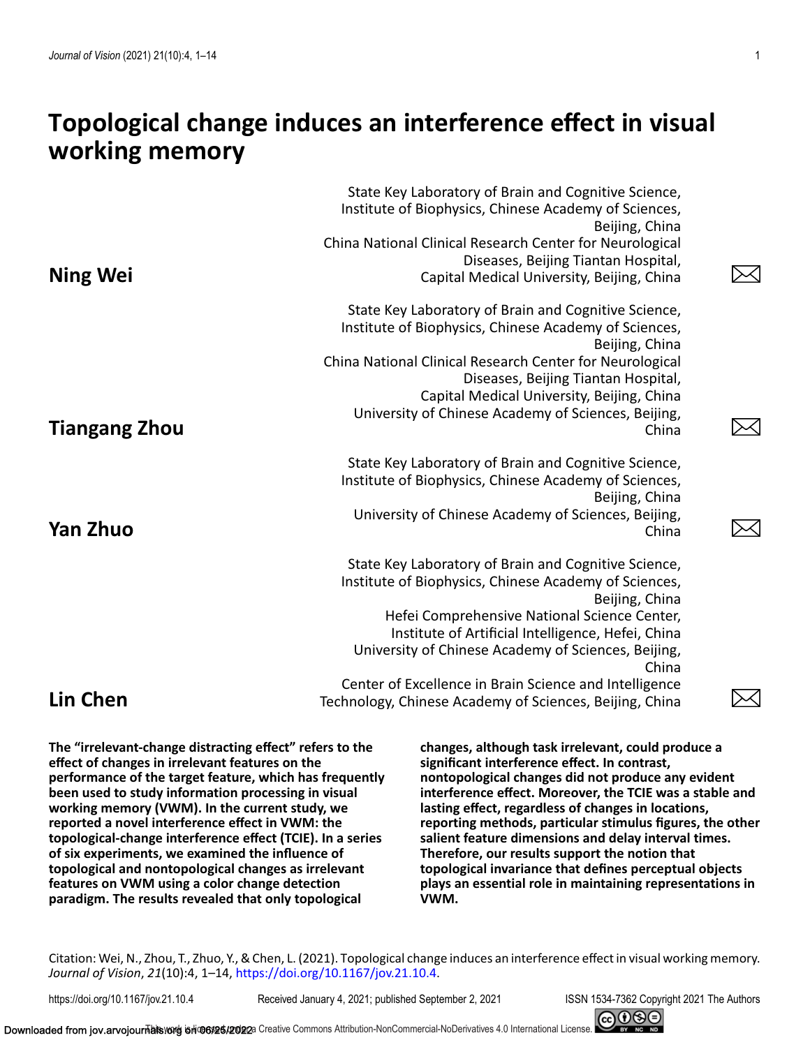# Topological change induces an interference effect in visual working memory

**Ning Wei**

State Key Laboratory of Brain and Cognitive Science, Institute of Biophysics, Chinese Academy of Sciences, Beijing, China
China National Clinical Research Center for Neurological Diseases, Beijing Tiantan Hospital, Capital Medical University, Beijing, China

**Tiangang Zhou**

State Key Laboratory of Brain and Cognitive Science, Institute of Biophysics, Chinese Academy of Sciences, Beijing, China
China National Clinical Research Center for Neurological Diseases, Beijing Tiantan Hospital, Capital Medical University, Beijing, China
University of Chinese Academy of Sciences, Beijing, China

**Yan Zhuo**

State Key Laboratory of Brain and Cognitive Science, Institute of Biophysics, Chinese Academy of Sciences, Beijing, China
University of Chinese Academy of Sciences, Beijing, China

**Lin Chen**

State Key Laboratory of Brain and Cognitive Science, Institute of Biophysics, Chinese Academy of Sciences, Beijing, China
Hefei Comprehensive National Science Center, Institute of Artificial Intelligence, Hefei, China
University of Chinese Academy of Sciences, Beijing, China
Center of Excellence in Brain Science and Intelligence Technology, Chinese Academy of Sciences, Beijing, China

**The "irrelevant-change distracting effect" refers to the effect of changes in irrelevant features on the performance of the target feature, which has frequently been used to study information processing in visual working memory (VWM). In the current study, we reported a novel interference effect in VWM: the topological-change interference effect (TCIE). In a series of six experiments, we examined the influence of topological and nontopological changes as irrelevant features on VWM using a color change detection paradigm. The results revealed that only topological changes, although task irrelevant, could produce a significant interference effect. In contrast, nontopological changes did not produce any evident interference effect. Moreover, the TCIE was a stable and lasting effect, regardless of changes in locations, reporting methods, particular stimulus figures, the other salient feature dimensions and delay interval times. Therefore, our results support the notion that topological invariance that defines perceptual objects plays an essential role in maintaining representations in VWM.**

Citation: Wei, N., Zhou, T., Zhuo, Y., & Chen, L. (2021). Topological change induces an interference effect in visual working memory. *Journal of Vision*, *21*(10):4, 1–14, https://doi.org/10.1167/jov.21.10.4.

https://doi.org/10.1167/jov.21.10.4 Received January 4, 2021; published September 2, 2021 ISSN 1534-7362 Copyright 2021 The Authors

This work is licensed under a Creative Commons Attribution-NonCommercial-NoDerivatives 4.0 International License.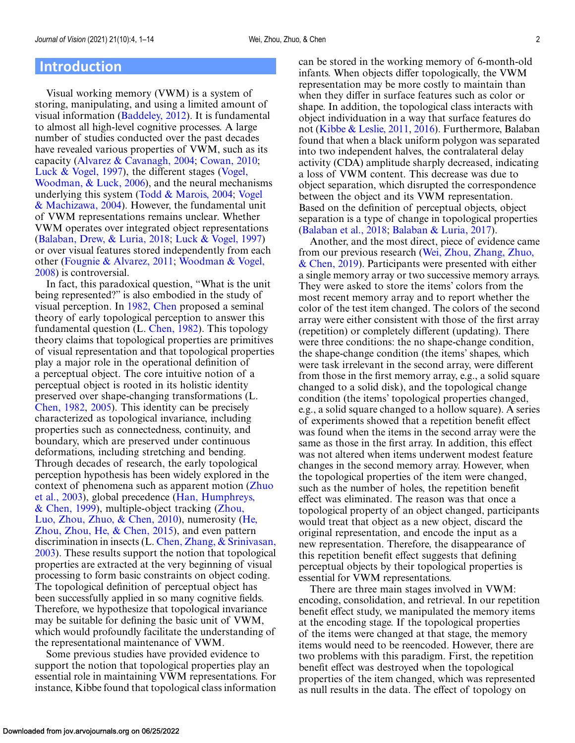## Introduction

Visual working memory (VWM) is a system of storing, manipulating, and using a limited amount of visual information (Baddeley, 2012). It is fundamental to almost all high-level cognitive processes. A large number of studies conducted over the past decades have revealed various properties of VWM, such as its capacity (Alvarez & Cavanagh, 2004; Cowan, 2010; Luck & Vogel, 1997), the different stages (Vogel, Woodman, & Luck, 2006), and the neural mechanisms underlying this system (Todd & Marois, 2004; Vogel & Machizawa, 2004). However, the fundamental unit of VWM representations remains unclear. Whether VWM operates over integrated object representations (Balaban, Drew, & Luria, 2018; Luck & Vogel, 1997) or over visual features stored independently from each other (Fougnie & Alvarez, 2011; Woodman & Vogel, 2008) is controversial.

In fact, this paradoxical question, "What is the unit being represented?" is also embodied in the study of visual perception. In 1982, Chen proposed a seminal theory of early topological perception to answer this fundamental question (L. Chen, 1982). This topology theory claims that topological properties are primitives of visual representation and that topological properties play a major role in the operational definition of a perceptual object. The core intuitive notion of a perceptual object is rooted in its holistic identity preserved over shape-changing transformations (L. Chen, 1982, 2005). This identity can be precisely characterized as topological invariance, including properties such as connectedness, continuity, and boundary, which are preserved under continuous deformations, including stretching and bending. Through decades of research, the early topological perception hypothesis has been widely explored in the context of phenomena such as apparent motion (Zhuo et al., 2003), global precedence (Han, Humphreys, & Chen, 1999), multiple-object tracking (Zhou, Luo, Zhou, Zhuo, & Chen, 2010), numerosity (He, Zhou, Zhou, He, & Chen, 2015), and even pattern discrimination in insects (L. Chen, Zhang, & Srinivasan, 2003). These results support the notion that topological properties are extracted at the very beginning of visual processing to form basic constraints on object coding. The topological definition of perceptual object has been successfully applied in so many cognitive fields. Therefore, we hypothesize that topological invariance may be suitable for defining the basic unit of VWM, which would profoundly facilitate the understanding of the representational maintenance of VWM.

Some previous studies have provided evidence to support the notion that topological properties play an essential role in maintaining VWM representations. For instance, Kibbe found that topological class information can be stored in the working memory of 6-month-old infants. When objects differ topologically, the VWM representation may be more costly to maintain than when they differ in surface features such as color or shape. In addition, the topological class interacts with object individuation in a way that surface features do not (Kibbe & Leslie, 2011, 2016). Furthermore, Balaban found that when a black uniform polygon was separated into two independent halves, the contralateral delay activity (CDA) amplitude sharply decreased, indicating a loss of VWM content. This decrease was due to object separation, which disrupted the correspondence between the object and its VWM representation. Based on the definition of perceptual objects, object separation is a type of change in topological properties (Balaban et al., 2018; Balaban & Luria, 2017).

Another, and the most direct, piece of evidence came from our previous research (Wei, Zhou, Zhang, Zhuo, & Chen, 2019). Participants were presented with either a single memory array or two successive memory arrays. They were asked to store the items' colors from the most recent memory array and to report whether the color of the test item changed. The colors of the second array were either consistent with those of the first array (repetition) or completely different (updating). There were three conditions: the no shape-change condition, the shape-change condition (the items' shapes, which were task irrelevant in the second array, were different from those in the first memory array, e.g., a solid square changed to a solid disk), and the topological change condition (the items' topological properties changed, e.g., a solid square changed to a hollow square). A series of experiments showed that a repetition benefit effect was found when the items in the second array were the same as those in the first array. In addition, this effect was not altered when items underwent modest feature changes in the second memory array. However, when the topological properties of the item were changed, such as the number of holes, the repetition benefit effect was eliminated. The reason was that once a topological property of an object changed, participants would treat that object as a new object, discard the original representation, and encode the input as a new representation. Therefore, the disappearance of this repetition benefit effect suggests that defining perceptual objects by their topological properties is essential for VWM representations.

There are three main stages involved in VWM: encoding, consolidation, and retrieval. In our repetition benefit effect study, we manipulated the memory items at the encoding stage. If the topological properties of the items were changed at that stage, the memory items would need to be reencoded. However, there are two problems with this paradigm. First, the repetition benefit effect was destroyed when the topological properties of the item changed, which was represented as null results in the data. The effect of topology on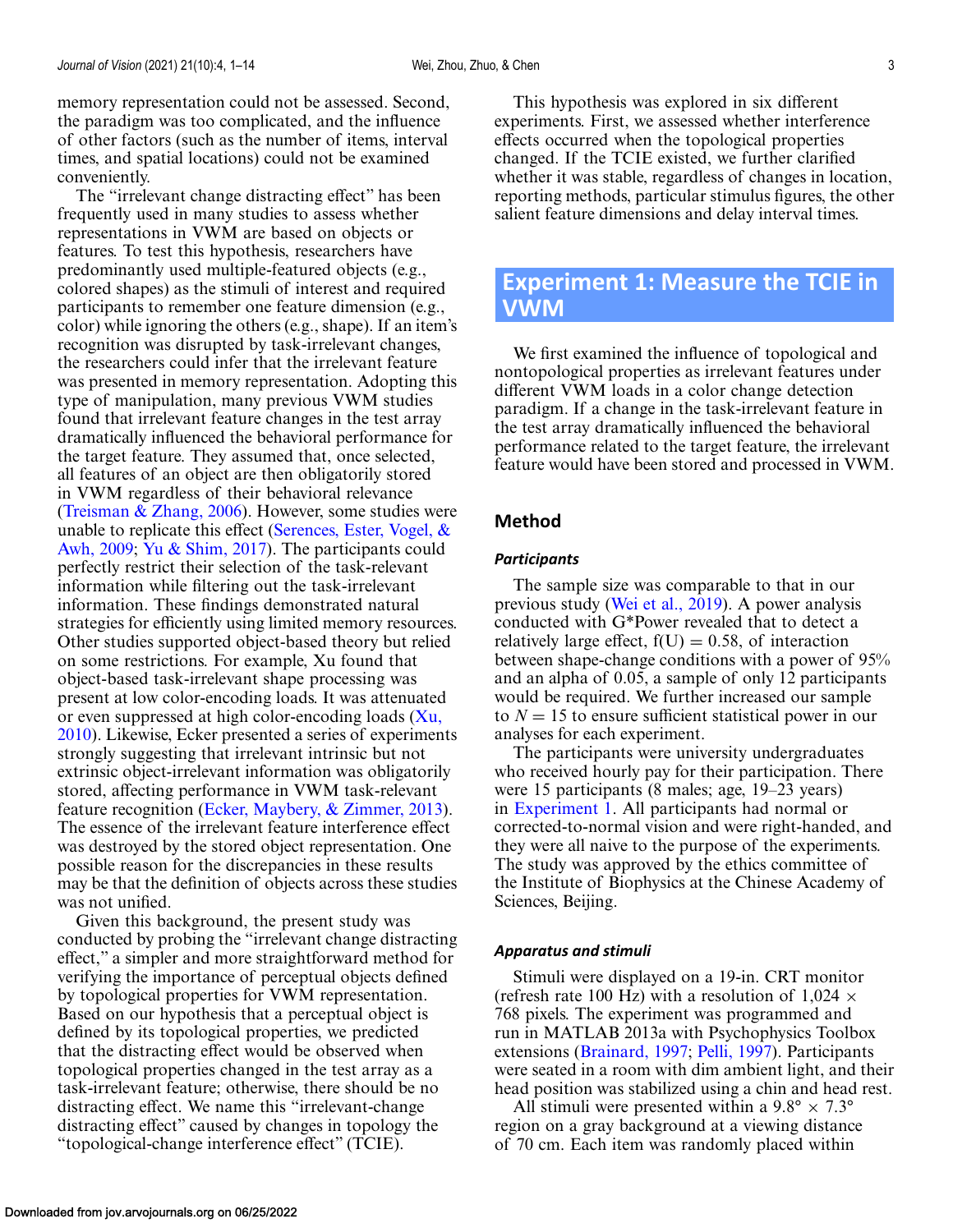memory representation could not be assessed. Second, the paradigm was too complicated, and the influence of other factors (such as the number of items, interval times, and spatial locations) could not be examined conveniently.

The "irrelevant change distracting effect" has been frequently used in many studies to assess whether representations in VWM are based on objects or features. To test this hypothesis, researchers have predominantly used multiple-featured objects (e.g., colored shapes) as the stimuli of interest and required participants to remember one feature dimension (e.g., color) while ignoring the others (e.g., shape). If an item's recognition was disrupted by task-irrelevant changes, the researchers could infer that the irrelevant feature was presented in memory representation. Adopting this type of manipulation, many previous VWM studies found that irrelevant feature changes in the test array dramatically influenced the behavioral performance for the target feature. They assumed that, once selected, all features of an object are then obligatorily stored in VWM regardless of their behavioral relevance (Treisman & Zhang, 2006). However, some studies were unable to replicate this effect (Serences, Ester, Vogel, & Awh, 2009; Yu & Shim, 2017). The participants could perfectly restrict their selection of the task-relevant information while filtering out the task-irrelevant information. These findings demonstrated natural strategies for efficiently using limited memory resources. Other studies supported object-based theory but relied on some restrictions. For example, Xu found that object-based task-irrelevant shape processing was present at low color-encoding loads. It was attenuated or even suppressed at high color-encoding loads (Xu, 2010). Likewise, Ecker presented a series of experiments strongly suggesting that irrelevant intrinsic but not extrinsic object-irrelevant information was obligatorily stored, affecting performance in VWM task-relevant feature recognition (Ecker, Maybery, & Zimmer, 2013). The essence of the irrelevant feature interference effect was destroyed by the stored object representation. One possible reason for the discrepancies in these results may be that the definition of objects across these studies was not unified.

Given this background, the present study was conducted by probing the "irrelevant change distracting effect," a simpler and more straightforward method for verifying the importance of perceptual objects defined by topological properties for VWM representation. Based on our hypothesis that a perceptual object is defined by its topological properties, we predicted that the distracting effect would be observed when topological properties changed in the test array as a task-irrelevant feature; otherwise, there should be no distracting effect. We name this "irrelevant-change distracting effect" caused by changes in topology the "topological-change interference effect" (TCIE).

This hypothesis was explored in six different experiments. First, we assessed whether interference effects occurred when the topological properties changed. If the TCIE existed, we further clarified whether it was stable, regardless of changes in location, reporting methods, particular stimulus figures, the other salient feature dimensions and delay interval times.

## Experiment 1: Measure the TCIE in VWM

We first examined the influence of topological and nontopological properties as irrelevant features under different VWM loads in a color change detection paradigm. If a change in the task-irrelevant feature in the test array dramatically influenced the behavioral performance related to the target feature, the irrelevant feature would have been stored and processed in VWM.

### Method

#### *Participants*

The sample size was comparable to that in our previous study (Wei et al., 2019). A power analysis conducted with G*Power revealed that to detect a relatively large effect, f(U) = 0.58, of interaction between shape-change conditions with a power of 95% and an alpha of 0.05, a sample of only 12 participants would be required. We further increased our sample to $N = 15$ to ensure sufficient statistical power in our analyses for each experiment.

The participants were university undergraduates who received hourly pay for their participation. There were 15 participants (8 males; age, 19–23 years) in Experiment 1. All participants had normal or corrected-to-normal vision and were right-handed, and they were all naive to the purpose of the experiments. The study was approved by the ethics committee of the Institute of Biophysics at the Chinese Academy of Sciences, Beijing.

#### *Apparatus and stimuli*

Stimuli were displayed on a 19-in. CRT monitor (refresh rate 100 Hz) with a resolution of $1{,}024 \times 768$ pixels. The experiment was programmed and run in MATLAB 2013a with Psychophysics Toolbox extensions (Brainard, 1997; Pelli, 1997). Participants were seated in a room with dim ambient light, and their head position was stabilized using a chin and head rest.

All stimuli were presented within a $9.8° \times 7.3°$ region on a gray background at a viewing distance of 70 cm. Each item was randomly placed within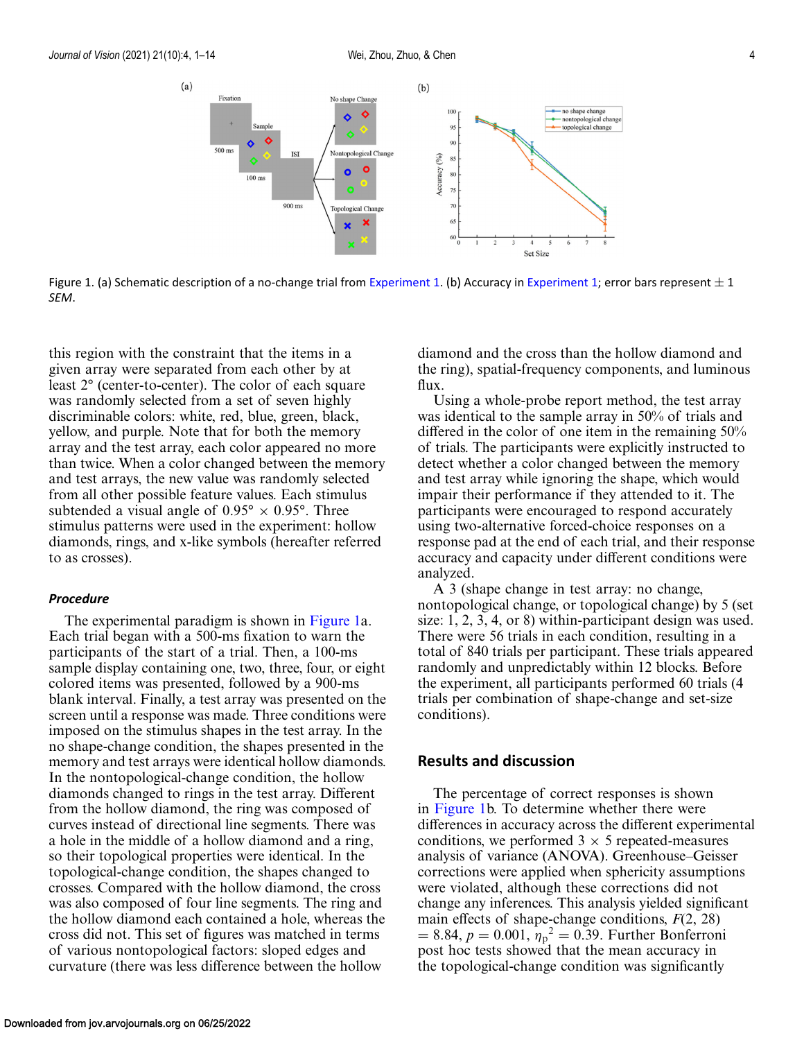Figure 1. (a) Schematic description of a no-change trial from Experiment 1. (b) Accuracy in Experiment 1; error bars represent ± 1 *SEM*.

this region with the constraint that the items in a given array were separated from each other by at least 2° (center-to-center). The color of each square was randomly selected from a set of seven highly discriminable colors: white, red, blue, green, black, yellow, and purple. Note that for both the memory array and the test array, each color appeared no more than twice. When a color changed between the memory and test arrays, the new value was randomly selected from all other possible feature values. Each stimulus subtended a visual angle of 0.95° × 0.95°. Three stimulus patterns were used in the experiment: hollow diamonds, rings, and x-like symbols (hereafter referred to as crosses).

### *Procedure*

The experimental paradigm is shown in Figure 1a. Each trial began with a 500-ms fixation to warn the participants of the start of a trial. Then, a 100-ms sample display containing one, two, three, four, or eight colored items was presented, followed by a 900-ms blank interval. Finally, a test array was presented on the screen until a response was made. Three conditions were imposed on the stimulus shapes in the test array. In the no shape-change condition, the shapes presented in the memory and test arrays were identical hollow diamonds. In the nontopological-change condition, the hollow diamonds changed to rings in the test array. Different from the hollow diamond, the ring was composed of curves instead of directional line segments. There was a hole in the middle of a hollow diamond and a ring, so their topological properties were identical. In the topological-change condition, the shapes changed to crosses. Compared with the hollow diamond, the cross was also composed of four line segments. The ring and the hollow diamond each contained a hole, whereas the cross did not. This set of figures was matched in terms of various nontopological factors: sloped edges and curvature (there was less difference between the hollow diamond and the cross than the hollow diamond and the ring), spatial-frequency components, and luminous flux.

Using a whole-probe report method, the test array was identical to the sample array in 50% of trials and differed in the color of one item in the remaining 50% of trials. The participants were explicitly instructed to detect whether a color changed between the memory and test array while ignoring the shape, which would impair their performance if they attended to it. The participants were encouraged to respond accurately using two-alternative forced-choice responses on a response pad at the end of each trial, and their response accuracy and capacity under different conditions were analyzed.

A 3 (shape change in test array: no change, nontopological change, or topological change) by 5 (set size: 1, 2, 3, 4, or 8) within-participant design was used. There were 56 trials in each condition, resulting in a total of 840 trials per participant. These trials appeared randomly and unpredictably within 12 blocks. Before the experiment, all participants performed 60 trials (4 trials per combination of shape-change and set-size conditions).

## Results and discussion

The percentage of correct responses is shown in Figure 1b. To determine whether there were differences in accuracy across the different experimental conditions, we performed 3 × 5 repeated-measures analysis of variance (ANOVA). Greenhouse–Geisser corrections were applied when sphericity assumptions were violated, although these corrections did not change any inferences. This analysis yielded significant main effects of shape-change conditions, $F(2, 28) = 8.84$, $p = 0.001$, $\eta_p^2 = 0.39$. Further Bonferroni post hoc tests showed that the mean accuracy in the topological-change condition was significantly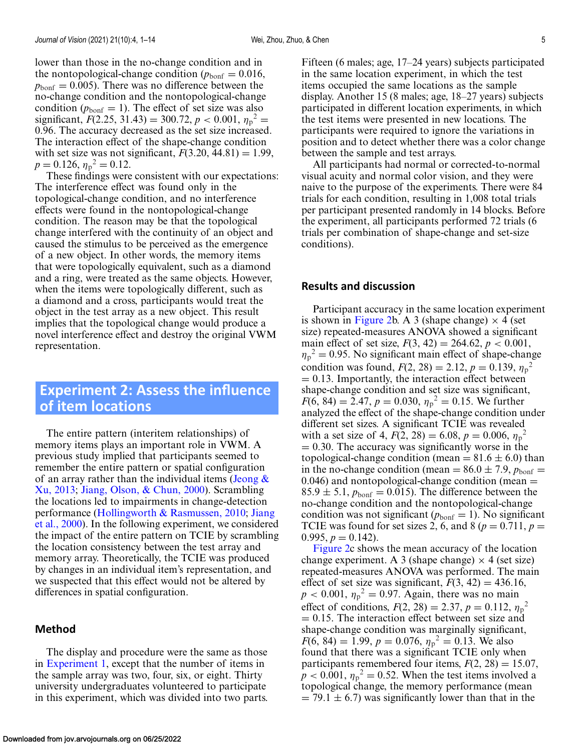lower than those in the no-change condition and in the nontopological-change condition ($p_{\text{bonf}} = 0.016$, $p_{\text{bonf}} = 0.005$). There was no difference between the no-change condition and the nontopological-change condition ($p_{\text{bonf}} = 1$). The effect of set size was also significant, $F(2.25, 31.43) = 300.72$, $p < 0.001$, $\eta_p^2 = 0.96$. The accuracy decreased as the set size increased. The interaction effect of the shape-change condition with set size was not significant, $F(3.20, 44.81) = 1.99$, $p = 0.126$, $\eta_p^2 = 0.12$.

These findings were consistent with our expectations: The interference effect was found only in the topological-change condition, and no interference effects were found in the nontopological-change condition. The reason may be that the topological change interfered with the continuity of an object and caused the stimulus to be perceived as the emergence of a new object. In other words, the memory items that were topologically equivalent, such as a diamond and a ring, were treated as the same objects. However, when the items were topologically different, such as a diamond and a cross, participants would treat the object in the test array as a new object. This result implies that the topological change would produce a novel interference effect and destroy the original VWM representation.

## Experiment 2: Assess the influence of item locations

The entire pattern (interitem relationships) of memory items plays an important role in VWM. A previous study implied that participants seemed to remember the entire pattern or spatial configuration of an array rather than the individual items (Jeong & Xu, 2013; Jiang, Olson, & Chun, 2000). Scrambling the locations led to impairments in change-detection performance (Hollingworth & Rasmussen, 2010; Jiang et al., 2000). In the following experiment, we considered the impact of the entire pattern on TCIE by scrambling the location consistency between the test array and memory array. Theoretically, the TCIE was produced by changes in an individual item's representation, and we suspected that this effect would not be altered by differences in spatial configuration.

### Method

The display and procedure were the same as those in Experiment 1, except that the number of items in the sample array was two, four, six, or eight. Thirty university undergraduates volunteered to participate in this experiment, which was divided into two parts. Fifteen (6 males; age, 17–24 years) subjects participated in the same location experiment, in which the test items occupied the same locations as the sample display. Another 15 (8 males; age, 18–27 years) subjects participated in different location experiments, in which the test items were presented in new locations. The participants were required to ignore the variations in position and to detect whether there was a color change between the sample and test arrays.

All participants had normal or corrected-to-normal visual acuity and normal color vision, and they were naive to the purpose of the experiments. There were 84 trials for each condition, resulting in 1,008 total trials per participant presented randomly in 14 blocks. Before the experiment, all participants performed 72 trials (6 trials per combination of shape-change and set-size conditions).

### Results and discussion

Participant accuracy in the same location experiment is shown in Figure 2b. A 3 (shape change) × 4 (set size) repeated-measures ANOVA showed a significant main effect of set size, $F(3, 42) = 264.62$, $p < 0.001$, $\eta_p^2 = 0.95$. No significant main effect of shape-change condition was found, $F(2, 28) = 2.12$, $p = 0.139$, $\eta_p^2 = 0.13$. Importantly, the interaction effect between shape-change condition and set size was significant, $F(6, 84) = 2.47$, $p = 0.030$, $\eta_p^2 = 0.15$. We further analyzed the effect of the shape-change condition under different set sizes. A significant TCIE was revealed with a set size of 4, $F(2, 28) = 6.08$, $p = 0.006$, $\eta_p^2 = 0.30$. The accuracy was significantly worse in the topological-change condition (mean = 81.6 ± 6.0) than in the no-change condition (mean = 86.0 ± 7.9, $p_{\text{bonf}} = 0.046$) and nontopological-change condition (mean = 85.9 ± 5.1, $p_{\text{bonf}} = 0.015$). The difference between the no-change condition and the nontopological-change condition was not significant ($p_{\text{bonf}} = 1$). No significant TCIE was found for set sizes 2, 6, and 8 ($p = 0.711$, $p = 0.995$, $p = 0.142$).

Figure 2c shows the mean accuracy of the location change experiment. A 3 (shape change) × 4 (set size) repeated-measures ANOVA was performed. The main effect of set size was significant, $F(3, 42) = 436.16$, $p < 0.001$, $\eta_p^2 = 0.97$. Again, there was no main effect of conditions, $F(2, 28) = 2.37$, $p = 0.112$, $\eta_p^2 = 0.15$. The interaction effect between set size and shape-change condition was marginally significant, $F(6, 84) = 1.99$, $p = 0.076$, $\eta_p^2 = 0.13$. We also found that there was a significant TCIE only when participants remembered four items, $F(2, 28) = 15.07$, $p < 0.001$, $\eta_p^2 = 0.52$. When the test items involved a topological change, the memory performance (mean = 79.1 ± 6.7) was significantly lower than that in the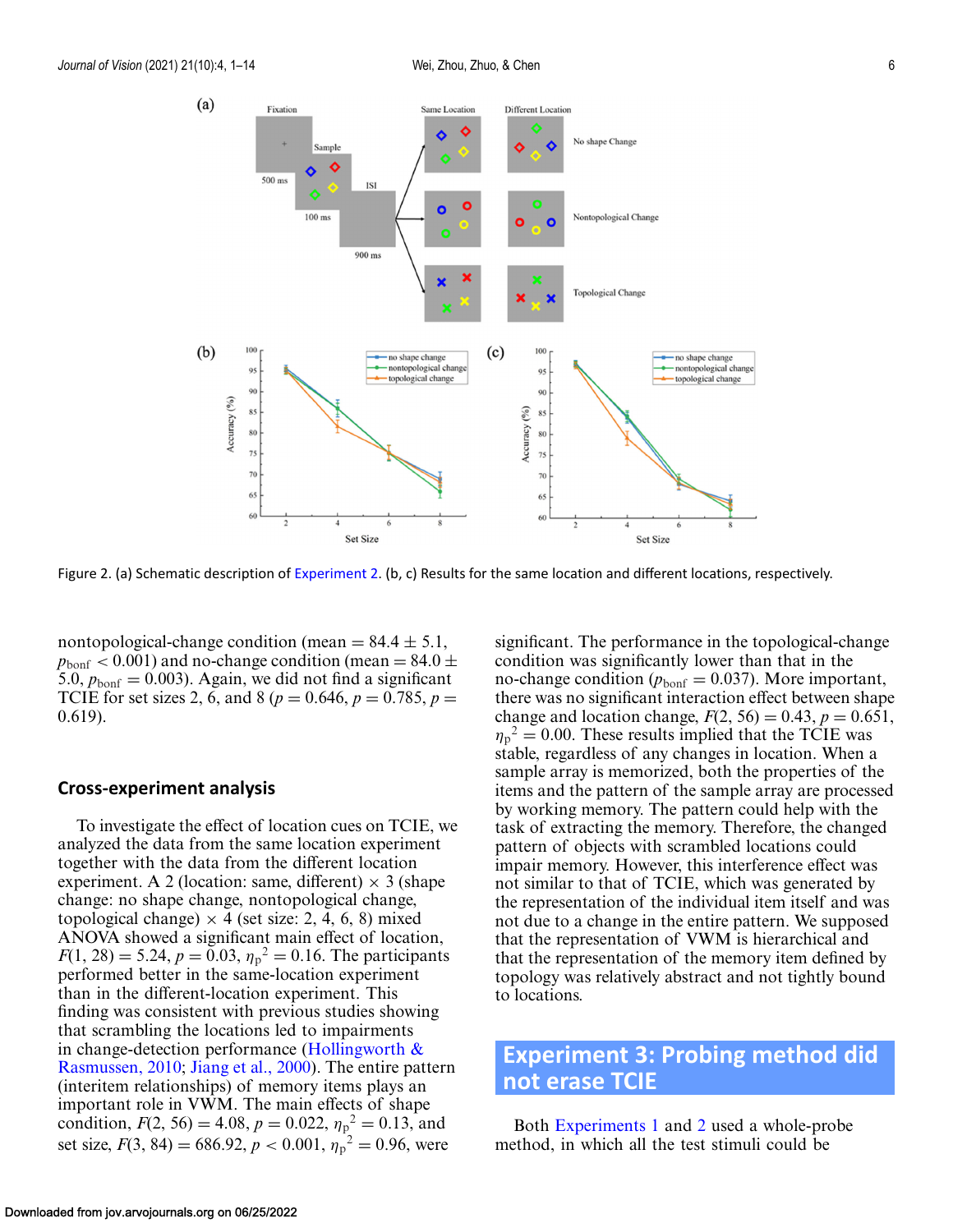Figure 2. (a) Schematic description of Experiment 2. (b, c) Results for the same location and different locations, respectively.

nontopological-change condition (mean = 84.4 ± 5.1, $p_{\text{bonf}} < 0.001$) and no-change condition (mean = 84.0 ± 5.0, $p_{\text{bonf}} = 0.003$). Again, we did not find a significant TCIE for set sizes 2, 6, and 8 ($p = 0.646$, $p = 0.785$, $p = 0.619$).

## Cross-experiment analysis

To investigate the effect of location cues on TCIE, we analyzed the data from the same location experiment together with the data from the different location experiment. A 2 (location: same, different) × 3 (shape change: no shape change, nontopological change, topological change) × 4 (set size: 2, 4, 6, 8) mixed ANOVA showed a significant main effect of location, $F(1, 28) = 5.24$, $p = 0.03$, $\eta_p^2 = 0.16$. The participants performed better in the same-location experiment than in the different-location experiment. This finding was consistent with previous studies showing that scrambling the locations led to impairments in change-detection performance (Hollingworth & Rasmussen, 2010; Jiang et al., 2000). The entire pattern (interitem relationships) of memory items plays an important role in VWM. The main effects of shape condition, $F(2, 56) = 4.08$, $p = 0.022$, $\eta_p^2 = 0.13$, and set size, $F(3, 84) = 686.92$, $p < 0.001$, $\eta_p^2 = 0.96$, were significant. The performance in the topological-change condition was significantly lower than that in the no-change condition ($p_{\text{bonf}} = 0.037$). More important, there was no significant interaction effect between shape change and location change, $F(2, 56) = 0.43$, $p = 0.651$, $\eta_p^2 = 0.00$. These results implied that the TCIE was stable, regardless of any changes in location. When a sample array is memorized, both the properties of the items and the pattern of the sample array are processed by working memory. The pattern could help with the task of extracting the memory. Therefore, the changed pattern of objects with scrambled locations could impair memory. However, this interference effect was not similar to that of TCIE, which was generated by the representation of the individual item itself and was not due to a change in the entire pattern. We supposed that the representation of VWM is hierarchical and that the representation of the memory item defined by topology was relatively abstract and not tightly bound to locations.

# Experiment 3: Probing method did not erase TCIE

Both Experiments 1 and 2 used a whole-probe method, in which all the test stimuli could be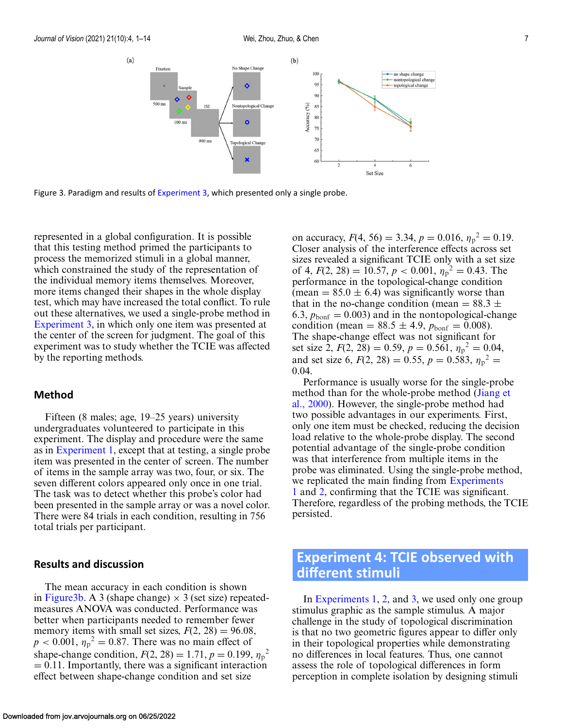Figure 3. Paradigm and results of Experiment 3, which presented only a single probe.

represented in a global configuration. It is possible that this testing method primed the participants to process the memorized stimuli in a global manner, which constrained the study of the representation of the individual memory items themselves. Moreover, more items changed their shapes in the whole display test, which may have increased the total conflict. To rule out these alternatives, we used a single-probe method in Experiment 3, in which only one item was presented at the center of the screen for judgment. The goal of this experiment was to study whether the TCIE was affected by the reporting methods.

## Method

Fifteen (8 males; age, 19–25 years) university undergraduates volunteered to participate in this experiment. The display and procedure were the same as in Experiment 1, except that at testing, a single probe item was presented in the center of screen. The number of items in the sample array was two, four, or six. The seven different colors appeared only once in one trial. The task was to detect whether this probe's color had been presented in the sample array or was a novel color. There were 84 trials in each condition, resulting in 756 total trials per participant.

## Results and discussion

The mean accuracy in each condition is shown in Figure3b. A 3 (shape change) × 3 (set size) repeated-measures ANOVA was conducted. Performance was better when participants needed to remember fewer memory items with small set sizes, $F(2, 28) = 96.08$, $p < 0.001$, $\eta_p^2 = 0.87$. There was no main effect of shape-change condition, $F(2, 28) = 1.71$, $p = 0.199$, $\eta_p^2 = 0.11$. Importantly, there was a significant interaction effect between shape-change condition and set size on accuracy, $F(4, 56) = 3.34$, $p = 0.016$, $\eta_p^2 = 0.19$. Closer analysis of the interference effects across set sizes revealed a significant TCIE only with a set size of 4, $F(2, 28) = 10.57$, $p < 0.001$, $\eta_p^2 = 0.43$. The performance in the topological-change condition (mean = 85.0 ± 6.4) was significantly worse than that in the no-change condition (mean = 88.3 ± 6.3, $p_{\text{bonf}} = 0.003$) and in the nontopological-change condition (mean = 88.5 ± 4.9, $p_{\text{bonf}} = 0.008$). The shape-change effect was not significant for set size 2, $F(2, 28) = 0.59$, $p = 0.561$, $\eta_p^2 = 0.04$, and set size 6, $F(2, 28) = 0.55$, $p = 0.583$, $\eta_p^2 = 0.04$.

Performance is usually worse for the single-probe method than for the whole-probe method (Jiang et al., 2000). However, the single-probe method had two possible advantages in our experiments. First, only one item must be checked, reducing the decision load relative to the whole-probe display. The second potential advantage of the single-probe condition was that interference from multiple items in the probe was eliminated. Using the single-probe method, we replicated the main finding from Experiments 1 and 2, confirming that the TCIE was significant. Therefore, regardless of the probing methods, the TCIE persisted.

# Experiment 4: TCIE observed with different stimuli

In Experiments 1, 2, and 3, we used only one group stimulus graphic as the sample stimulus. A major challenge in the study of topological discrimination is that no two geometric figures appear to differ only in their topological properties while demonstrating no differences in local features. Thus, one cannot assess the role of topological differences in form perception in complete isolation by designing stimuli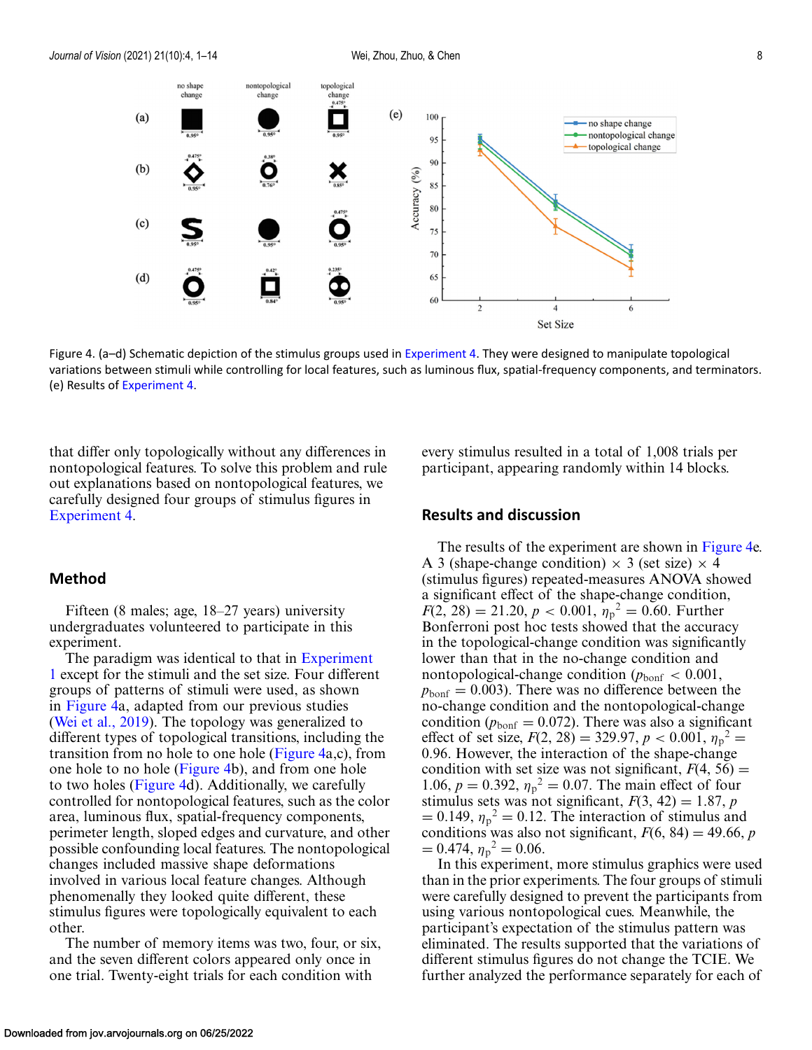Figure 4. (a–d) Schematic depiction of the stimulus groups used in Experiment 4. They were designed to manipulate topological variations between stimuli while controlling for local features, such as luminous flux, spatial-frequency components, and terminators. (e) Results of Experiment 4.

that differ only topologically without any differences in nontopological features. To solve this problem and rule out explanations based on nontopological features, we carefully designed four groups of stimulus figures in Experiment 4.

## Method

Fifteen (8 males; age, 18–27 years) university undergraduates volunteered to participate in this experiment.

The paradigm was identical to that in Experiment 1 except for the stimuli and the set size. Four different groups of patterns of stimuli were used, as shown in Figure 4a, adapted from our previous studies (Wei et al., 2019). The topology was generalized to different types of topological transitions, including the transition from no hole to one hole (Figure 4a,c), from one hole to no hole (Figure 4b), and from one hole to two holes (Figure 4d). Additionally, we carefully controlled for nontopological features, such as the color area, luminous flux, spatial-frequency components, perimeter length, sloped edges and curvature, and other possible confounding local features. The nontopological changes included massive shape deformations involved in various local feature changes. Although phenomenally they looked quite different, these stimulus figures were topologically equivalent to each other.

The number of memory items was two, four, or six, and the seven different colors appeared only once in one trial. Twenty-eight trials for each condition with every stimulus resulted in a total of 1,008 trials per participant, appearing randomly within 14 blocks.

## Results and discussion

The results of the experiment are shown in Figure 4e. A 3 (shape-change condition) × 3 (set size) × 4 (stimulus figures) repeated-measures ANOVA showed a significant effect of the shape-change condition, $F(2, 28) = 21.20$, $p < 0.001$, $\eta_p^2 = 0.60$. Further Bonferroni post hoc tests showed that the accuracy in the topological-change condition was significantly lower than that in the no-change condition and nontopological-change condition ($p_{\text{bonf}} < 0.001$, $p_{\text{bonf}} = 0.003$). There was no difference between the no-change condition and the nontopological-change condition ($p_{\text{bonf}} = 0.072$). There was also a significant effect of set size, $F(2, 28) = 329.97$, $p < 0.001$, $\eta_p^2 = 0.96$. However, the interaction of the shape-change condition with set size was not significant, $F(4, 56) = 1.06$, $p = 0.392$, $\eta_p^2 = 0.07$. The main effect of four stimulus sets was not significant, $F(3, 42) = 1.87$, $p = 0.149$, $\eta_p^2 = 0.12$. The interaction of stimulus and conditions was also not significant, $F(6, 84) = 49.66$, $p = 0.474$, $\eta_p^2 = 0.06$.

In this experiment, more stimulus graphics were used than in the prior experiments. The four groups of stimuli were carefully designed to prevent the participants from using various nontopological cues. Meanwhile, the participant's expectation of the stimulus pattern was eliminated. The results supported that the variations of different stimulus figures do not change the TCIE. We further analyzed the performance separately for each of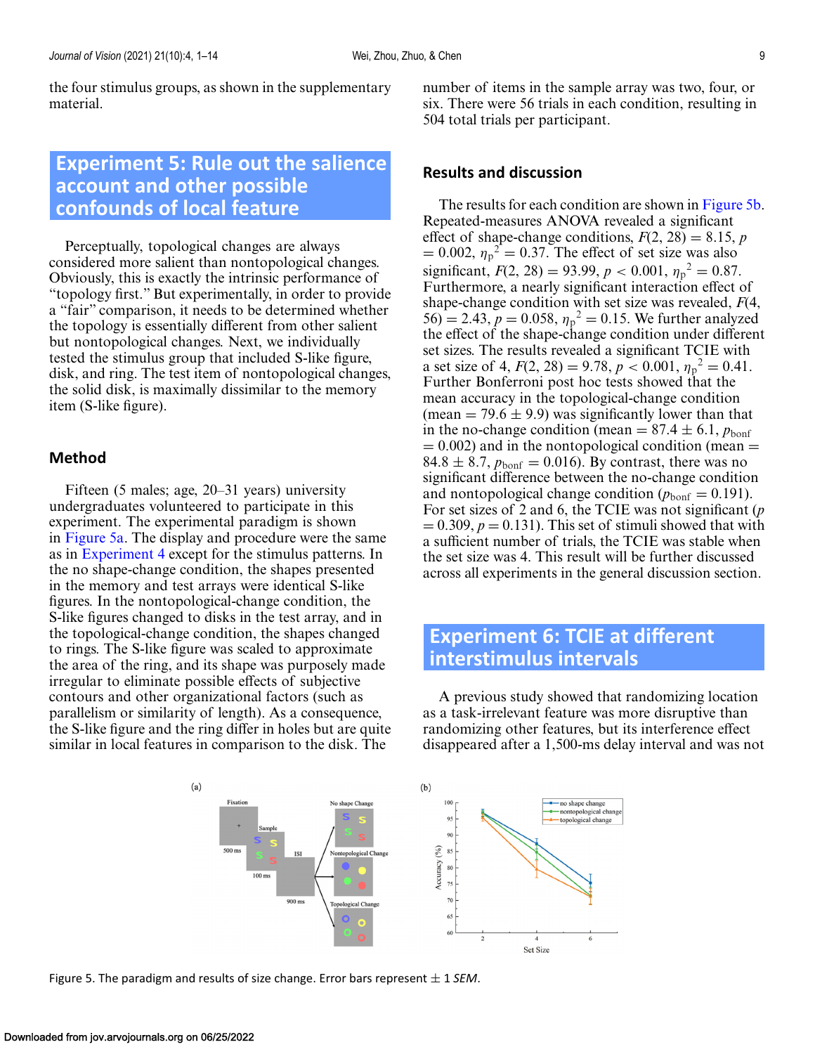the four stimulus groups, as shown in the supplementary material.

## Experiment 5: Rule out the salience account and other possible confounds of local feature

Perceptually, topological changes are always considered more salient than nontopological changes. Obviously, this is exactly the intrinsic performance of "topology first." But experimentally, in order to provide a "fair" comparison, it needs to be determined whether the topology is essentially different from other salient but nontopological changes. Next, we individually tested the stimulus group that included S-like figure, disk, and ring. The test item of nontopological changes, the solid disk, is maximally dissimilar to the memory item (S-like figure).

### Method

Fifteen (5 males; age, 20–31 years) university undergraduates volunteered to participate in this experiment. The experimental paradigm is shown in Figure 5a. The display and procedure were the same as in Experiment 4 except for the stimulus patterns. In the no shape-change condition, the shapes presented in the memory and test arrays were identical S-like figures. In the nontopological-change condition, the S-like figures changed to disks in the test array, and in the topological-change condition, the shapes changed to rings. The S-like figure was scaled to approximate the area of the ring, and its shape was purposely made irregular to eliminate possible effects of subjective contours and other organizational factors (such as parallelism or similarity of length). As a consequence, the S-like figure and the ring differ in holes but are quite similar in local features in comparison to the disk. The number of items in the sample array was two, four, or six. There were 56 trials in each condition, resulting in 504 total trials per participant.

### Results and discussion

The results for each condition are shown in Figure 5b. Repeated-measures ANOVA revealed a significant effect of shape-change conditions, $F(2, 28) = 8.15$, $p = 0.002$, $\eta_p^2 = 0.37$. The effect of set size was also significant, $F(2, 28) = 93.99$, $p < 0.001$, $\eta_p^2 = 0.87$. Furthermore, a nearly significant interaction effect of shape-change condition with set size was revealed, $F(4, 56) = 2.43$, $p = 0.058$, $\eta_p^2 = 0.15$. We further analyzed the effect of the shape-change condition under different set sizes. The results revealed a significant TCIE with a set size of 4, $F(2, 28) = 9.78$, $p < 0.001$, $\eta_p^2 = 0.41$. Further Bonferroni post hoc tests showed that the mean accuracy in the topological-change condition (mean $= 79.6 \pm 9.9$) was significantly lower than that in the no-change condition (mean $= 87.4 \pm 6.1$, $p_{\text{bonf}} = 0.002$) and in the nontopological condition (mean $= 84.8 \pm 8.7$, $p_{\text{bonf}} = 0.016$). By contrast, there was no significant difference between the no-change condition and nontopological change condition ($p_{\text{bonf}} = 0.191$). For set sizes of 2 and 6, the TCIE was not significant ($p = 0.309$, $p = 0.131$). This set of stimuli showed that with a sufficient number of trials, the TCIE was stable when the set size was 4. This result will be further discussed across all experiments in the general discussion section.

## Experiment 6: TCIE at different interstimulus intervals

A previous study showed that randomizing location as a task-irrelevant feature was more disruptive than randomizing other features, but its interference effect disappeared after a 1,500-ms delay interval and was not

Figure 5. The paradigm and results of size change. Error bars represent ± 1 *SEM*.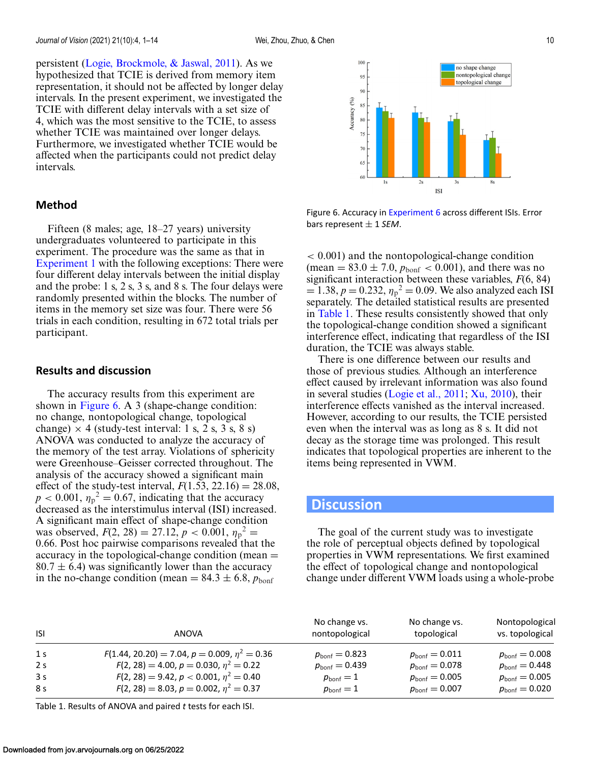persistent (Logie, Brockmole, & Jaswal, 2011). As we hypothesized that TCIE is derived from memory item representation, it should not be affected by longer delay intervals. In the present experiment, we investigated the TCIE with different delay intervals with a set size of 4, which was the most sensitive to the TCIE, to assess whether TCIE was maintained over longer delays. Furthermore, we investigated whether TCIE would be affected when the participants could not predict delay intervals.

## Method

Fifteen (8 males; age, 18–27 years) university undergraduates volunteered to participate in this experiment. The procedure was the same as that in Experiment 1 with the following exceptions: There were four different delay intervals between the initial display and the probe: 1 s, 2 s, 3 s, and 8 s. The four delays were randomly presented within the blocks. The number of items in the memory set size was four. There were 56 trials in each condition, resulting in 672 total trials per participant.

## Results and discussion

The accuracy results from this experiment are shown in Figure 6. A 3 (shape-change condition: no change, nontopological change, topological change) × 4 (study-test interval: 1 s, 2 s, 3 s, 8 s) ANOVA was conducted to analyze the accuracy of the memory of the test array. Violations of sphericity were Greenhouse–Geisser corrected throughout. The analysis of the accuracy showed a significant main effect of the study-test interval, $F(1.53, 22.16) = 28.08$, $p < 0.001$, $\eta_p^2 = 0.67$, indicating that the accuracy decreased as the interstimulus interval (ISI) increased. A significant main effect of shape-change condition was observed, $F(2, 28) = 27.12$, $p < 0.001$, $\eta_p^2 = 0.66$. Post hoc pairwise comparisons revealed that the accuracy in the topological-change condition (mean = 80.7 ± 6.4) was significantly lower than the accuracy in the no-change condition (mean = 84.3 ± 6.8, $p_{bonf} < 0.001$) and the nontopological-change condition (mean = 83.0 ± 7.0, $p_{bonf} < 0.001$), and there was no significant interaction between these variables, $F(6, 84) = 1.38$, $p = 0.232$, $\eta_p^2 = 0.09$. We also analyzed each ISI separately. The detailed statistical results are presented in Table 1. These results consistently showed that only the topological-change condition showed a significant interference effect, indicating that regardless of the ISI duration, the TCIE was always stable.

Figure 6. Accuracy in Experiment 6 across different ISIs. Error bars represent ± 1 *SEM*.

There is one difference between our results and those of previous studies. Although an interference effect caused by irrelevant information was also found in several studies (Logie et al., 2011; Xu, 2010), their interference effects vanished as the interval increased. However, according to our results, the TCIE persisted even when the interval was as long as 8 s. It did not decay as the storage time was prolonged. This result indicates that topological properties are inherent to the items being represented in VWM.

# Discussion

The goal of the current study was to investigate the role of perceptual objects defined by topological properties in VWM representations. We first examined the effect of topological change and nontopological change under different VWM loads using a whole-probe

| ISI | ANOVA | No change vs. nontopological | No change vs. topological | Nontopological vs. topological |
|---|---|---|---|---|
| 1 s | $F(1.44, 20.20) = 7.04$, $p = 0.009$, $\eta^2 = 0.36$ | $p_{bonf} = 0.823$ | $p_{bonf} = 0.011$ | $p_{bonf} = 0.008$ |
| 2 s | $F(2, 28) = 4.00$, $p = 0.030$, $\eta^2 = 0.22$ | $p_{bonf} = 0.439$ | $p_{bonf} = 0.078$ | $p_{bonf} = 0.448$ |
| 3 s | $F(2, 28) = 9.42$, $p < 0.001$, $\eta^2 = 0.40$ | $p_{bonf} = 1$ | $p_{bonf} = 0.005$ | $p_{bonf} = 0.005$ |
| 8 s | $F(2, 28) = 8.03$, $p = 0.002$, $\eta^2 = 0.37$ | $p_{bonf} = 1$ | $p_{bonf} = 0.007$ | $p_{bonf} = 0.020$ |

Table 1. Results of ANOVA and paired *t* tests for each ISI.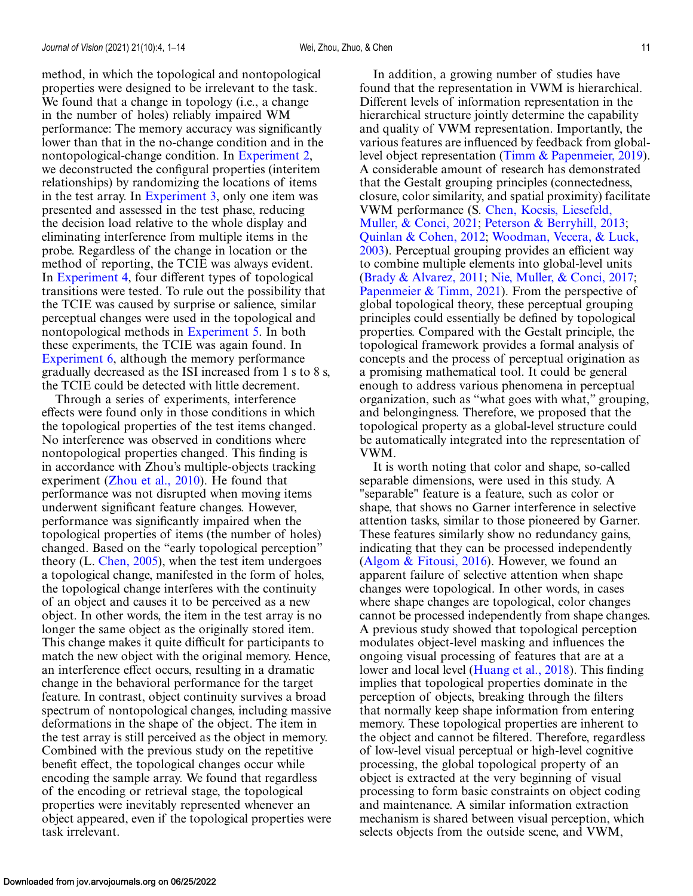method, in which the topological and nontopological properties were designed to be irrelevant to the task. We found that a change in topology (i.e., a change in the number of holes) reliably impaired WM performance: The memory accuracy was significantly lower than that in the no-change condition and in the nontopological-change condition. In Experiment 2, we deconstructed the configural properties (interitem relationships) by randomizing the locations of items in the test array. In Experiment 3, only one item was presented and assessed in the test phase, reducing the decision load relative to the whole display and eliminating interference from multiple items in the probe. Regardless of the change in location or the method of reporting, the TCIE was always evident. In Experiment 4, four different types of topological transitions were tested. To rule out the possibility that the TCIE was caused by surprise or salience, similar perceptual changes were used in the topological and nontopological methods in Experiment 5. In both these experiments, the TCIE was again found. In Experiment 6, although the memory performance gradually decreased as the ISI increased from 1 s to 8 s, the TCIE could be detected with little decrement.

Through a series of experiments, interference effects were found only in those conditions in which the topological properties of the test items changed. No interference was observed in conditions where nontopological properties changed. This finding is in accordance with Zhou's multiple-objects tracking experiment (Zhou et al., 2010). He found that performance was not disrupted when moving items underwent significant feature changes. However, performance was significantly impaired when the topological properties of items (the number of holes) changed. Based on the "early topological perception" theory (L. Chen, 2005), when the test item undergoes a topological change, manifested in the form of holes, the topological change interferes with the continuity of an object and causes it to be perceived as a new object. In other words, the item in the test array is no longer the same object as the originally stored item. This change makes it quite difficult for participants to match the new object with the original memory. Hence, an interference effect occurs, resulting in a dramatic change in the behavioral performance for the target feature. In contrast, object continuity survives a broad spectrum of nontopological changes, including massive deformations in the shape of the object. The item in the test array is still perceived as the object in memory. Combined with the previous study on the repetitive benefit effect, the topological changes occur while encoding the sample array. We found that regardless of the encoding or retrieval stage, the topological properties were inevitably represented whenever an object appeared, even if the topological properties were task irrelevant.

In addition, a growing number of studies have found that the representation in VWM is hierarchical. Different levels of information representation in the hierarchical structure jointly determine the capability and quality of VWM representation. Importantly, the various features are influenced by feedback from global-level object representation (Timm & Papenmeier, 2019). A considerable amount of research has demonstrated that the Gestalt grouping principles (connectedness, closure, color similarity, and spatial proximity) facilitate VWM performance (S. Chen, Kocsis, Liesefeld, Muller, & Conci, 2021; Peterson & Berryhill, 2013; Quinlan & Cohen, 2012; Woodman, Vecera, & Luck, 2003). Perceptual grouping provides an efficient way to combine multiple elements into global-level units (Brady & Alvarez, 2011; Nie, Muller, & Conci, 2017; Papenmeier & Timm, 2021). From the perspective of global topological theory, these perceptual grouping principles could essentially be defined by topological properties. Compared with the Gestalt principle, the topological framework provides a formal analysis of concepts and the process of perceptual origination as a promising mathematical tool. It could be general enough to address various phenomena in perceptual organization, such as "what goes with what," grouping, and belongingness. Therefore, we proposed that the topological property as a global-level structure could be automatically integrated into the representation of VWM.

It is worth noting that color and shape, so-called separable dimensions, were used in this study. A "separable" feature is a feature, such as color or shape, that shows no Garner interference in selective attention tasks, similar to those pioneered by Garner. These features similarly show no redundancy gains, indicating that they can be processed independently (Algom & Fitousi, 2016). However, we found an apparent failure of selective attention when shape changes were topological. In other words, in cases where shape changes are topological, color changes cannot be processed independently from shape changes. A previous study showed that topological perception modulates object-level masking and influences the ongoing visual processing of features that are at a lower and local level (Huang et al., 2018). This finding implies that topological properties dominate in the perception of objects, breaking through the filters that normally keep shape information from entering memory. These topological properties are inherent to the object and cannot be filtered. Therefore, regardless of low-level visual perceptual or high-level cognitive processing, the global topological property of an object is extracted at the very beginning of visual processing to form basic constraints on object coding and maintenance. A similar information extraction mechanism is shared between visual perception, which selects objects from the outside scene, and VWM,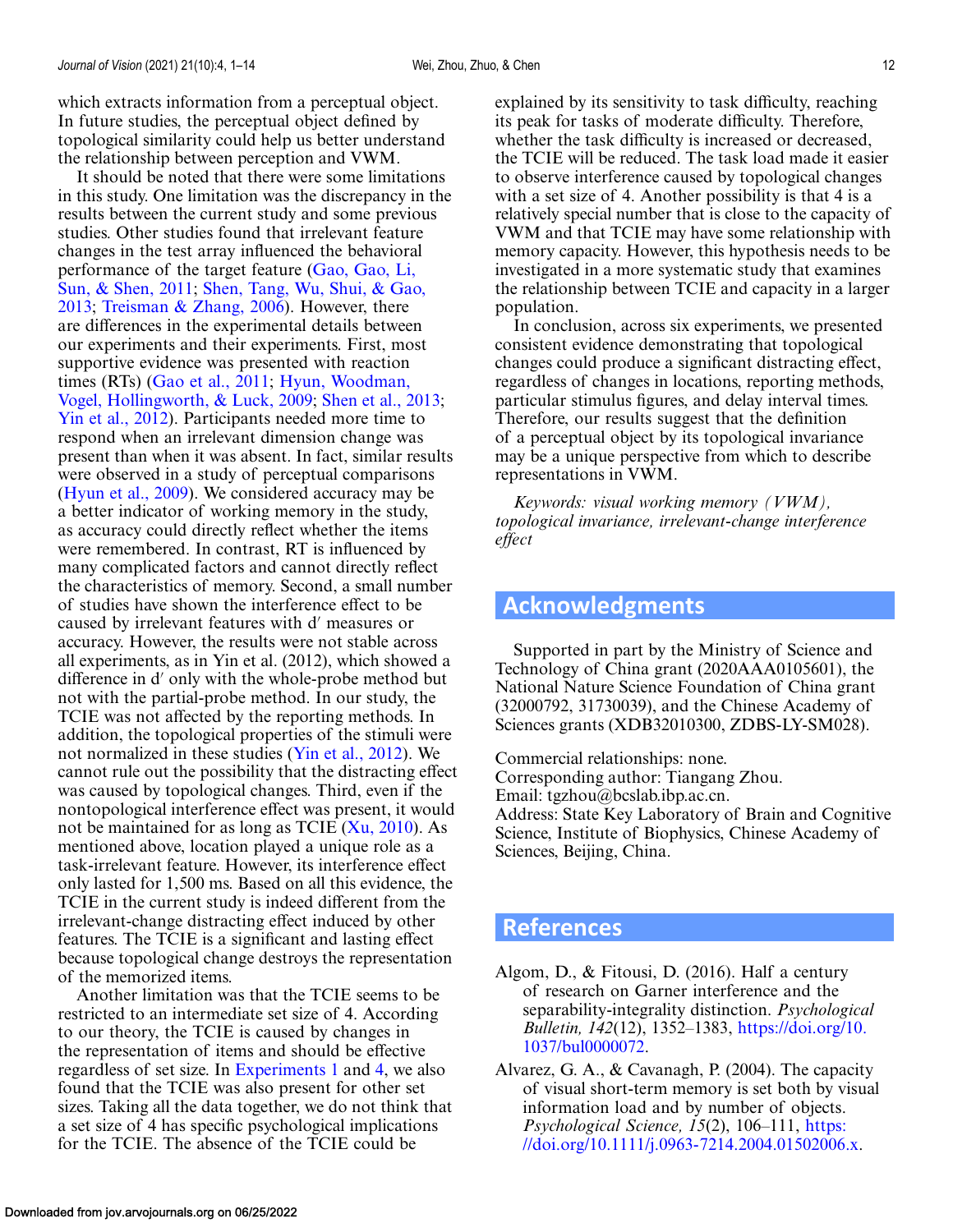which extracts information from a perceptual object. In future studies, the perceptual object defined by topological similarity could help us better understand the relationship between perception and VWM.

It should be noted that there were some limitations in this study. One limitation was the discrepancy in the results between the current study and some previous studies. Other studies found that irrelevant feature changes in the test array influenced the behavioral performance of the target feature (Gao, Gao, Li, Sun, & Shen, 2011; Shen, Tang, Wu, Shui, & Gao, 2013; Treisman & Zhang, 2006). However, there are differences in the experimental details between our experiments and their experiments. First, most supportive evidence was presented with reaction times (RTs) (Gao et al., 2011; Hyun, Woodman, Vogel, Hollingworth, & Luck, 2009; Shen et al., 2013; Yin et al., 2012). Participants needed more time to respond when an irrelevant dimension change was present than when it was absent. In fact, similar results were observed in a study of perceptual comparisons (Hyun et al., 2009). We considered accuracy may be a better indicator of working memory in the study, as accuracy could directly reflect whether the items were remembered. In contrast, RT is influenced by many complicated factors and cannot directly reflect the characteristics of memory. Second, a small number of studies have shown the interference effect to be caused by irrelevant features with d′ measures or accuracy. However, the results were not stable across all experiments, as in Yin et al. (2012), which showed a difference in d′ only with the whole-probe method but not with the partial-probe method. In our study, the TCIE was not affected by the reporting methods. In addition, the topological properties of the stimuli were not normalized in these studies (Yin et al., 2012). We cannot rule out the possibility that the distracting effect was caused by topological changes. Third, even if the nontopological interference effect was present, it would not be maintained for as long as TCIE (Xu, 2010). As mentioned above, location played a unique role as a task-irrelevant feature. However, its interference effect only lasted for 1,500 ms. Based on all this evidence, the TCIE in the current study is indeed different from the irrelevant-change distracting effect induced by other features. The TCIE is a significant and lasting effect because topological change destroys the representation of the memorized items.

Another limitation was that the TCIE seems to be restricted to an intermediate set size of 4. According to our theory, the TCIE is caused by changes in the representation of items and should be effective regardless of set size. In Experiments 1 and 4, we also found that the TCIE was also present for other set sizes. Taking all the data together, we do not think that a set size of 4 has specific psychological implications for the TCIE. The absence of the TCIE could be explained by its sensitivity to task difficulty, reaching its peak for tasks of moderate difficulty. Therefore, whether the task difficulty is increased or decreased, the TCIE will be reduced. The task load made it easier to observe interference caused by topological changes with a set size of 4. Another possibility is that 4 is a relatively special number that is close to the capacity of VWM and that TCIE may have some relationship with memory capacity. However, this hypothesis needs to be investigated in a more systematic study that examines the relationship between TCIE and capacity in a larger population.

In conclusion, across six experiments, we presented consistent evidence demonstrating that topological changes could produce a significant distracting effect, regardless of changes in locations, reporting methods, particular stimulus figures, and delay interval times. Therefore, our results suggest that the definition of a perceptual object by its topological invariance may be a unique perspective from which to describe representations in VWM.

*Keywords: visual working memory (VWM), topological invariance, irrelevant-change interference effect*

## Acknowledgments

Supported in part by the Ministry of Science and Technology of China grant (2020AAA0105601), the National Nature Science Foundation of China grant (32000792, 31730039), and the Chinese Academy of Sciences grants (XDB32010300, ZDBS-LY-SM028).

Commercial relationships: none.
Corresponding author: Tiangang Zhou.
Email: tgzhou@bcslab.ibp.ac.cn.
Address: State Key Laboratory of Brain and Cognitive Science, Institute of Biophysics, Chinese Academy of Sciences, Beijing, China.

## References

Algom, D., & Fitousi, D. (2016). Half a century of research on Garner interference and the separability-integrality distinction. *Psychological Bulletin, 142*(12), 1352–1383, https://doi.org/10.1037/bul0000072.

Alvarez, G. A., & Cavanagh, P. (2004). The capacity of visual short-term memory is set both by visual information load and by number of objects. *Psychological Science, 15*(2), 106–111, https://doi.org/10.1111/j.0963-7214.2004.01502006.x.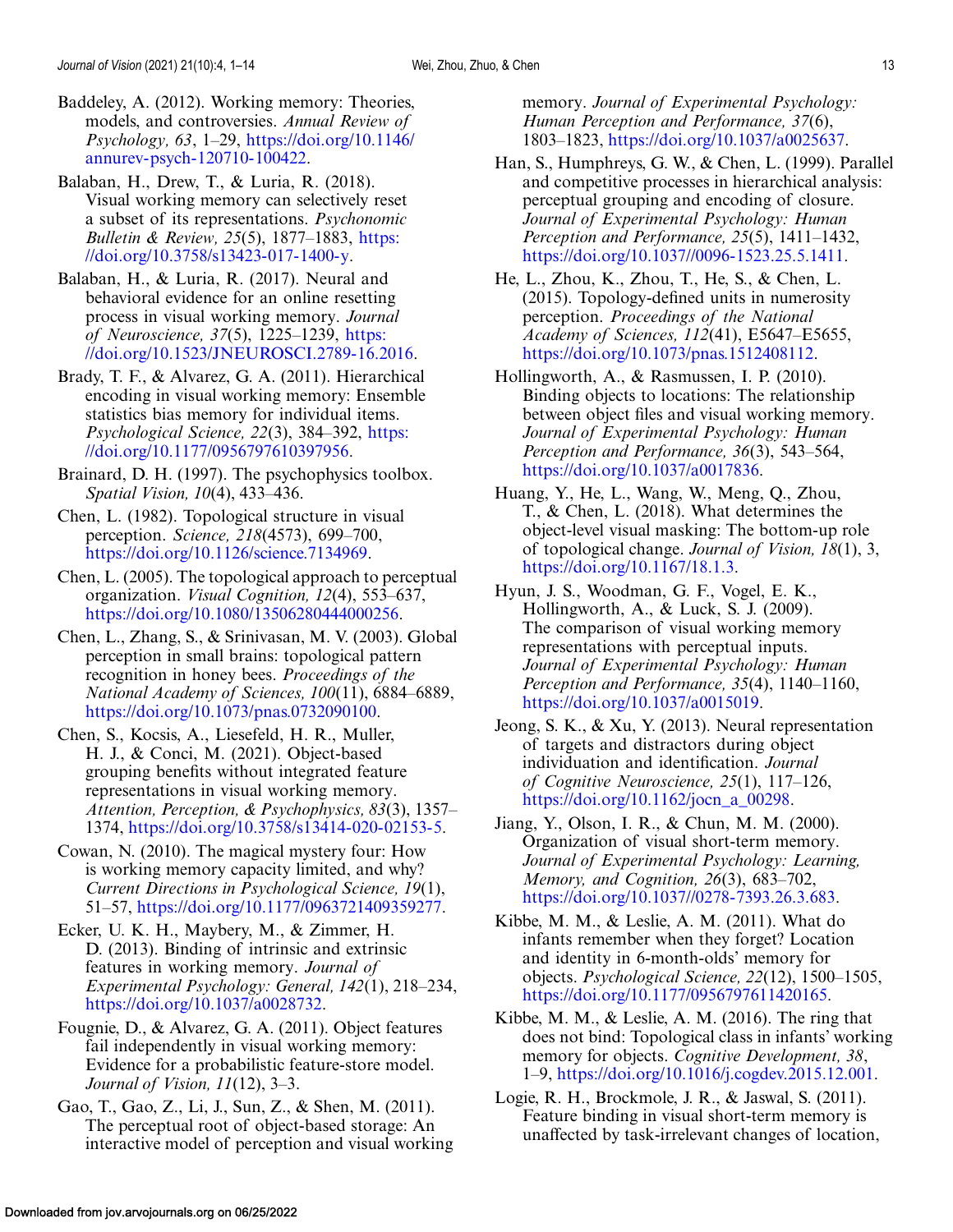Baddeley, A. (2012). Working memory: Theories, models, and controversies. *Annual Review of Psychology, 63*, 1–29, https://doi.org/10.1146/annurev-psych-120710-100422.

Balaban, H., Drew, T., & Luria, R. (2018). Visual working memory can selectively reset a subset of its representations. *Psychonomic Bulletin & Review, 25*(5), 1877–1883, https://doi.org/10.3758/s13423-017-1400-y.

Balaban, H., & Luria, R. (2017). Neural and behavioral evidence for an online resetting process in visual working memory. *Journal of Neuroscience, 37*(5), 1225–1239, https://doi.org/10.1523/JNEUROSCI.2789-16.2016.

Brady, T. F., & Alvarez, G. A. (2011). Hierarchical encoding in visual working memory: Ensemble statistics bias memory for individual items. *Psychological Science, 22*(3), 384–392, https://doi.org/10.1177/0956797610397956.

Brainard, D. H. (1997). The psychophysics toolbox. *Spatial Vision, 10*(4), 433–436.

Chen, L. (1982). Topological structure in visual perception. *Science, 218*(4573), 699–700, https://doi.org/10.1126/science.7134969.

Chen, L. (2005). The topological approach to perceptual organization. *Visual Cognition, 12*(4), 553–637, https://doi.org/10.1080/13506280444000256.

Chen, L., Zhang, S., & Srinivasan, M. V. (2003). Global perception in small brains: topological pattern recognition in honey bees. *Proceedings of the National Academy of Sciences, 100*(11), 6884–6889, https://doi.org/10.1073/pnas.0732090100.

Chen, S., Kocsis, A., Liesefeld, H. R., Muller, H. J., & Conci, M. (2021). Object-based grouping benefits without integrated feature representations in visual working memory. *Attention, Perception, & Psychophysics, 83*(3), 1357–1374, https://doi.org/10.3758/s13414-020-02153-5.

Cowan, N. (2010). The magical mystery four: How is working memory capacity limited, and why? *Current Directions in Psychological Science, 19*(1), 51–57, https://doi.org/10.1177/0963721409359277.

Ecker, U. K. H., Maybery, M., & Zimmer, H. D. (2013). Binding of intrinsic and extrinsic features in working memory. *Journal of Experimental Psychology: General, 142*(1), 218–234, https://doi.org/10.1037/a0028732.

Fougnie, D., & Alvarez, G. A. (2011). Object features fail independently in visual working memory: Evidence for a probabilistic feature-store model. *Journal of Vision, 11*(12), 3–3.

Gao, T., Gao, Z., Li, J., Sun, Z., & Shen, M. (2011). The perceptual root of object-based storage: An interactive model of perception and visual working memory. *Journal of Experimental Psychology: Human Perception and Performance, 37*(6), 1803–1823, https://doi.org/10.1037/a0025637.

Han, S., Humphreys, G. W., & Chen, L. (1999). Parallel and competitive processes in hierarchical analysis: perceptual grouping and encoding of closure. *Journal of Experimental Psychology: Human Perception and Performance, 25*(5), 1411–1432, https://doi.org/10.1037//0096-1523.25.5.1411.

He, L., Zhou, K., Zhou, T., He, S., & Chen, L. (2015). Topology-defined units in numerosity perception. *Proceedings of the National Academy of Sciences, 112*(41), E5647–E5655, https://doi.org/10.1073/pnas.1512408112.

Hollingworth, A., & Rasmussen, I. P. (2010). Binding objects to locations: The relationship between object files and visual working memory. *Journal of Experimental Psychology: Human Perception and Performance, 36*(3), 543–564, https://doi.org/10.1037/a0017836.

Huang, Y., He, L., Wang, W., Meng, Q., Zhou, T., & Chen, L. (2018). What determines the object-level visual masking: The bottom-up role of topological change. *Journal of Vision, 18*(1), 3, https://doi.org/10.1167/18.1.3.

Hyun, J. S., Woodman, G. F., Vogel, E. K., Hollingworth, A., & Luck, S. J. (2009). The comparison of visual working memory representations with perceptual inputs. *Journal of Experimental Psychology: Human Perception and Performance, 35*(4), 1140–1160, https://doi.org/10.1037/a0015019.

Jeong, S. K., & Xu, Y. (2013). Neural representation of targets and distractors during object individuation and identification. *Journal of Cognitive Neuroscience, 25*(1), 117–126, https://doi.org/10.1162/jocn_a_00298.

Jiang, Y., Olson, I. R., & Chun, M. M. (2000). Organization of visual short-term memory. *Journal of Experimental Psychology: Learning, Memory, and Cognition, 26*(3), 683–702, https://doi.org/10.1037//0278-7393.26.3.683.

Kibbe, M. M., & Leslie, A. M. (2011). What do infants remember when they forget? Location and identity in 6-month-olds' memory for objects. *Psychological Science, 22*(12), 1500–1505, https://doi.org/10.1177/0956797611420165.

Kibbe, M. M., & Leslie, A. M. (2016). The ring that does not bind: Topological class in infants' working memory for objects. *Cognitive Development, 38*, 1–9, https://doi.org/10.1016/j.cogdev.2015.12.001.

Logie, R. H., Brockmole, J. R., & Jaswal, S. (2011). Feature binding in visual short-term memory is unaffected by task-irrelevant changes of location,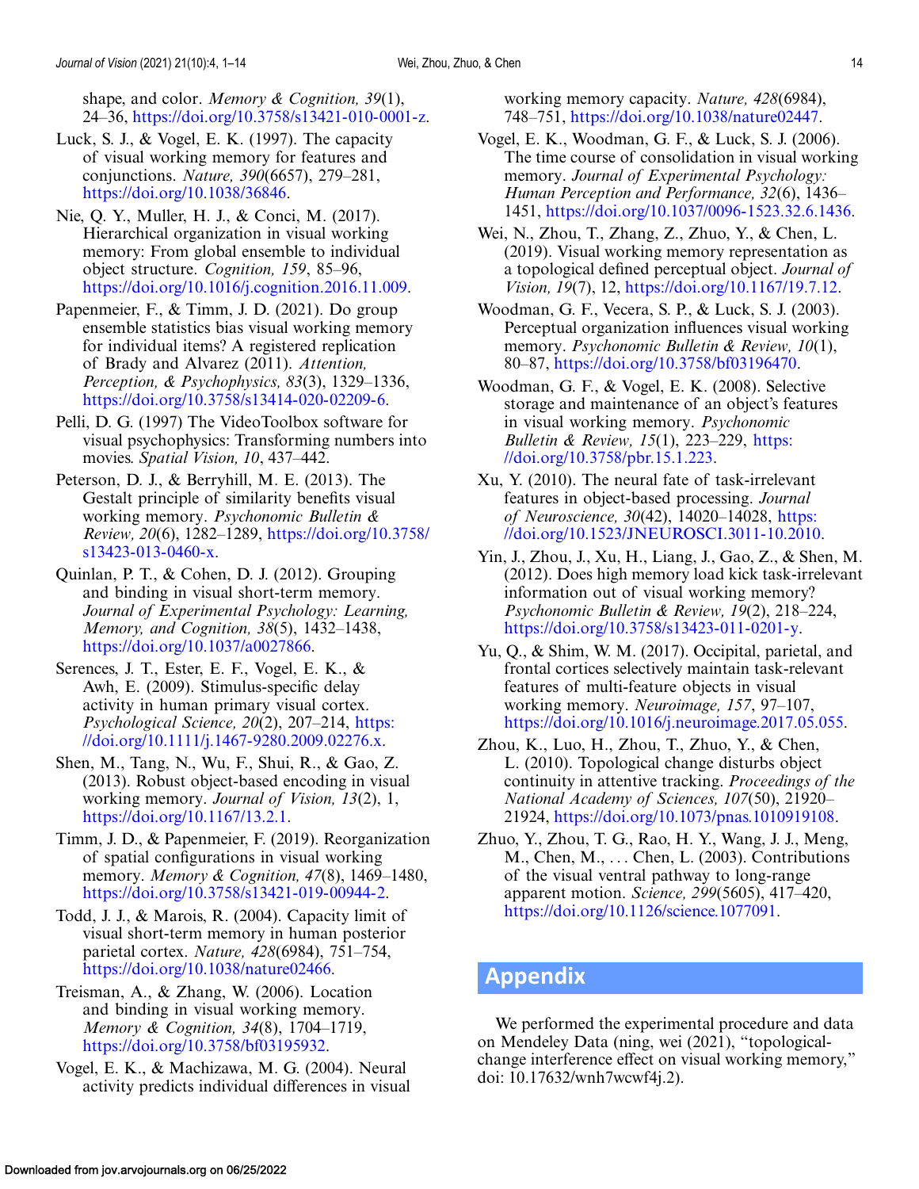shape, and color. *Memory & Cognition, 39*(1), 24–36, https://doi.org/10.3758/s13421-010-0001-z.

Luck, S. J., & Vogel, E. K. (1997). The capacity of visual working memory for features and conjunctions. *Nature, 390*(6657), 279–281, https://doi.org/10.1038/36846.

Nie, Q. Y., Muller, H. J., & Conci, M. (2017). Hierarchical organization in visual working memory: From global ensemble to individual object structure. *Cognition, 159*, 85–96, https://doi.org/10.1016/j.cognition.2016.11.009.

Papenmeier, F., & Timm, J. D. (2021). Do group ensemble statistics bias visual working memory for individual items? A registered replication of Brady and Alvarez (2011). *Attention, Perception, & Psychophysics, 83*(3), 1329–1336, https://doi.org/10.3758/s13414-020-02209-6.

Pelli, D. G. (1997) The VideoToolbox software for visual psychophysics: Transforming numbers into movies. *Spatial Vision, 10*, 437–442.

Peterson, D. J., & Berryhill, M. E. (2013). The Gestalt principle of similarity benefits visual working memory. *Psychonomic Bulletin & Review, 20*(6), 1282–1289, https://doi.org/10.3758/s13423-013-0460-x.

Quinlan, P. T., & Cohen, D. J. (2012). Grouping and binding in visual short-term memory. *Journal of Experimental Psychology: Learning, Memory, and Cognition, 38*(5), 1432–1438, https://doi.org/10.1037/a0027866.

Serences, J. T., Ester, E. F., Vogel, E. K., & Awh, E. (2009). Stimulus-specific delay activity in human primary visual cortex. *Psychological Science, 20*(2), 207–214, https://doi.org/10.1111/j.1467-9280.2009.02276.x.

Shen, M., Tang, N., Wu, F., Shui, R., & Gao, Z. (2013). Robust object-based encoding in visual working memory. *Journal of Vision, 13*(2), 1, https://doi.org/10.1167/13.2.1.

Timm, J. D., & Papenmeier, F. (2019). Reorganization of spatial configurations in visual working memory. *Memory & Cognition, 47*(8), 1469–1480, https://doi.org/10.3758/s13421-019-00944-2.

Todd, J. J., & Marois, R. (2004). Capacity limit of visual short-term memory in human posterior parietal cortex. *Nature, 428*(6984), 751–754, https://doi.org/10.1038/nature02466.

Treisman, A., & Zhang, W. (2006). Location and binding in visual working memory. *Memory & Cognition, 34*(8), 1704–1719, https://doi.org/10.3758/bf03195932.

Vogel, E. K., & Machizawa, M. G. (2004). Neural activity predicts individual differences in visual working memory capacity. *Nature, 428*(6984), 748–751, https://doi.org/10.1038/nature02447.

Vogel, E. K., Woodman, G. F., & Luck, S. J. (2006). The time course of consolidation in visual working memory. *Journal of Experimental Psychology: Human Perception and Performance, 32*(6), 1436–1451, https://doi.org/10.1037/0096-1523.32.6.1436.

Wei, N., Zhou, T., Zhang, Z., Zhuo, Y., & Chen, L. (2019). Visual working memory representation as a topological defined perceptual object. *Journal of Vision, 19*(7), 12, https://doi.org/10.1167/19.7.12.

Woodman, G. F., Vecera, S. P., & Luck, S. J. (2003). Perceptual organization influences visual working memory. *Psychonomic Bulletin & Review, 10*(1), 80–87, https://doi.org/10.3758/bf03196470.

Woodman, G. F., & Vogel, E. K. (2008). Selective storage and maintenance of an object's features in visual working memory. *Psychonomic Bulletin & Review, 15*(1), 223–229, https://doi.org/10.3758/pbr.15.1.223.

Xu, Y. (2010). The neural fate of task-irrelevant features in object-based processing. *Journal of Neuroscience, 30*(42), 14020–14028, https://doi.org/10.1523/JNEUROSCI.3011-10.2010.

Yin, J., Zhou, J., Xu, H., Liang, J., Gao, Z., & Shen, M. (2012). Does high memory load kick task-irrelevant information out of visual working memory? *Psychonomic Bulletin & Review, 19*(2), 218–224, https://doi.org/10.3758/s13423-011-0201-y.

Yu, Q., & Shim, W. M. (2017). Occipital, parietal, and frontal cortices selectively maintain task-relevant features of multi-feature objects in visual working memory. *Neuroimage, 157*, 97–107, https://doi.org/10.1016/j.neuroimage.2017.05.055.

Zhou, K., Luo, H., Zhou, T., Zhuo, Y., & Chen, L. (2010). Topological change disturbs object continuity in attentive tracking. *Proceedings of the National Academy of Sciences, 107*(50), 21920–21924, https://doi.org/10.1073/pnas.1010919108.

Zhuo, Y., Zhou, T. G., Rao, H. Y., Wang, J. J., Meng, M., Chen, M., . . . Chen, L. (2003). Contributions of the visual ventral pathway to long-range apparent motion. *Science, 299*(5605), 417–420, https://doi.org/10.1126/science.1077091.

## Appendix

We performed the experimental procedure and data on Mendeley Data (ning, wei (2021), "topological-change interference effect on visual working memory," doi: 10.17632/wnh7wcwf4j.2).